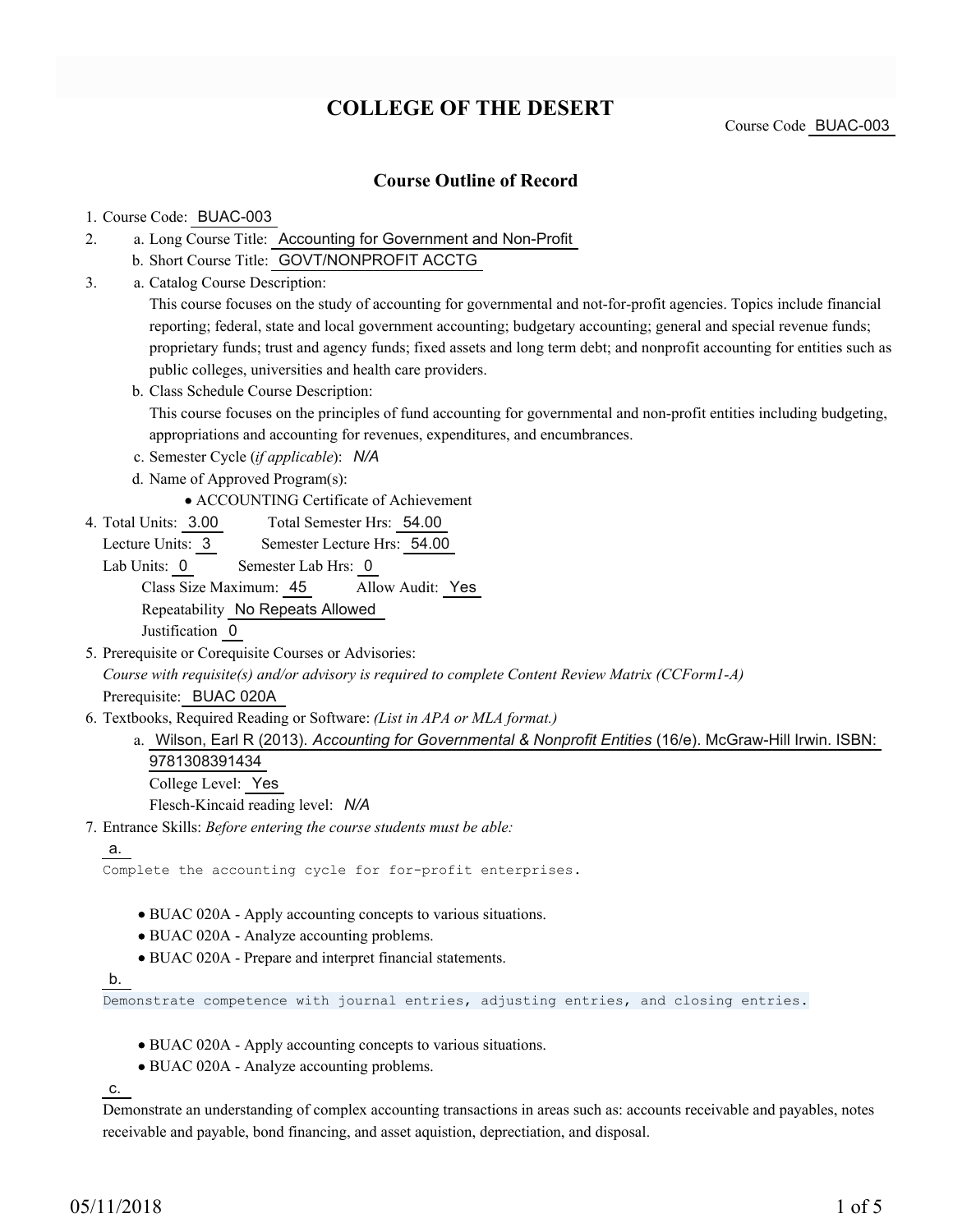# COLLEGE OF THE DESERT

Course Code BUAC-003

## Course Outline of Record

1. Course Code: BUAC-003
2. a. Long Course Title: Accounting for Government and Non-Profit
   b. Short Course Title: GOVT/NONPROFIT ACCTG
3. a. Catalog Course Description:
   This course focuses on the study of accounting for governmental and not-for-profit agencies. Topics include financial reporting; federal, state and local government accounting; budgetary accounting; general and special revenue funds; proprietary funds; trust and agency funds; fixed assets and long term debt; and nonprofit accounting for entities such as public colleges, universities and health care providers.
   b. Class Schedule Course Description:
   This course focuses on the principles of fund accounting for governmental and non-profit entities including budgeting, appropriations and accounting for revenues, expenditures, and encumbrances.
   c. Semester Cycle (*if applicable*): *N/A*
   d. Name of Approved Program(s):
      - ACCOUNTING Certificate of Achievement
4. Total Units: 3.00 Total Semester Hrs: 54.00
   Lecture Units: 3 Semester Lecture Hrs: 54.00
   Lab Units: 0 Semester Lab Hrs: 0
   Class Size Maximum: 45 Allow Audit: Yes
   Repeatability No Repeats Allowed
   Justification 0
5. Prerequisite or Corequisite Courses or Advisories:
   *Course with requisite(s) and/or advisory is required to complete Content Review Matrix (CCForm1-A)*
   Prerequisite: BUAC 020A
6. Textbooks, Required Reading or Software: *(List in APA or MLA format.)*
   a. Wilson, Earl R (2013). *Accounting for Governmental & Nonprofit Entities* (16/e). McGraw-Hill Irwin. ISBN: 9781308391434
      College Level: Yes
      Flesch-Kincaid reading level: *N/A*
7. Entrance Skills: *Before entering the course students must be able:*

   a.
   Complete the accounting cycle for for-profit enterprises.
   - BUAC 020A - Apply accounting concepts to various situations.
   - BUAC 020A - Analyze accounting problems.
   - BUAC 020A - Prepare and interpret financial statements.

   b.
   Demonstrate competence with journal entries, adjusting entries, and closing entries.
   - BUAC 020A - Apply accounting concepts to various situations.
   - BUAC 020A - Analyze accounting problems.

   c.
   Demonstrate an understanding of complex accounting transactions in areas such as: accounts receivable and payables, notes receivable and payable, bond financing, and asset aquistion, depreciation, and disposal.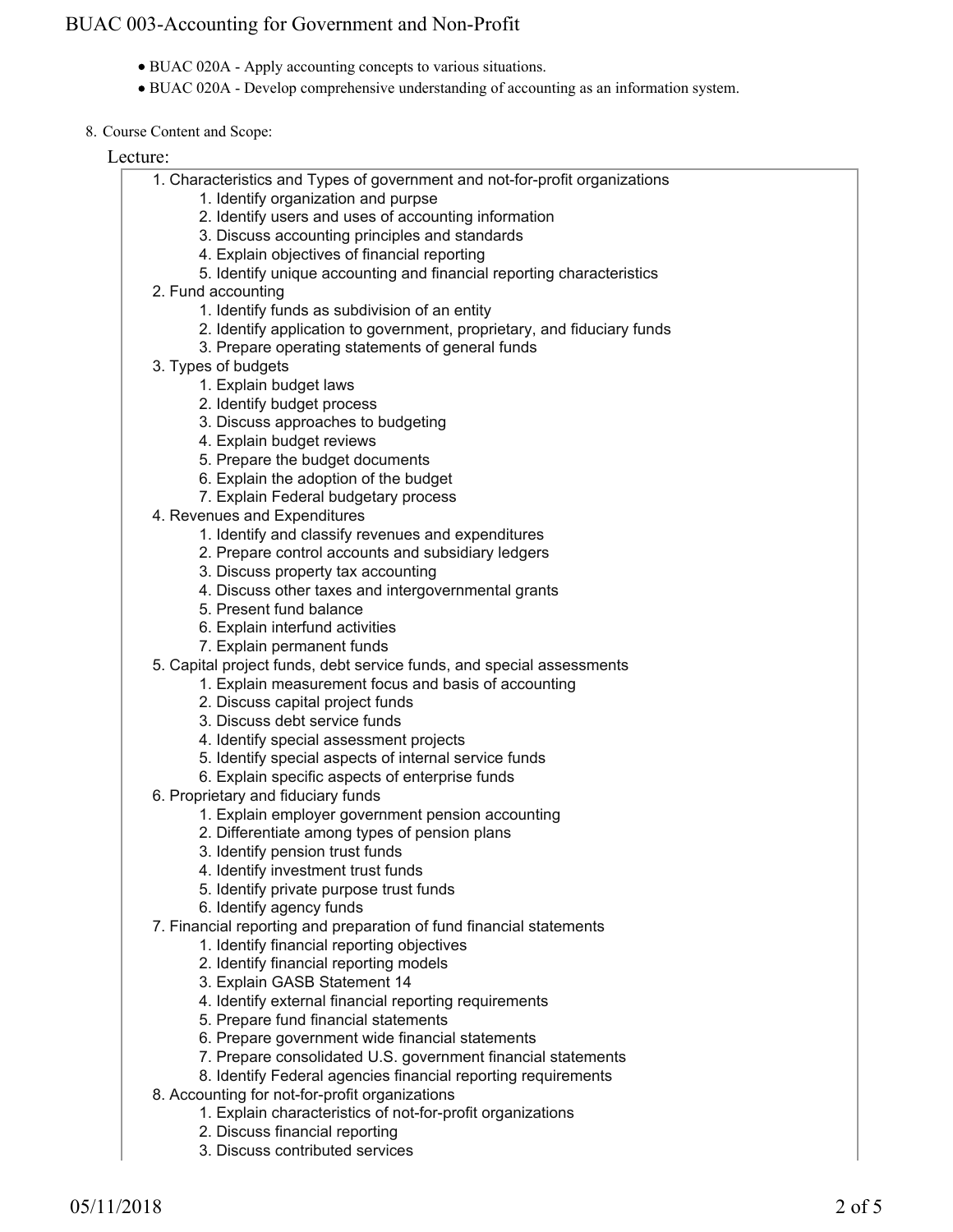- BUAC 020A - Apply accounting concepts to various situations.
- BUAC 020A - Develop comprehensive understanding of accounting as an information system.

8. Course Content and Scope:

Lecture:

1. Characteristics and Types of government and not-for-profit organizations
    1. Identify organization and purpse
    2. Identify users and uses of accounting information
    3. Discuss accounting principles and standards
    4. Explain objectives of financial reporting
    5. Identify unique accounting and financial reporting characteristics
2. Fund accounting
    1. Identify funds as subdivision of an entity
    2. Identify application to government, proprietary, and fiduciary funds
    3. Prepare operating statements of general funds
3. Types of budgets
    1. Explain budget laws
    2. Identify budget process
    3. Discuss approaches to budgeting
    4. Explain budget reviews
    5. Prepare the budget documents
    6. Explain the adoption of the budget
    7. Explain Federal budgetary process
4. Revenues and Expenditures
    1. Identify and classify revenues and expenditures
    2. Prepare control accounts and subsidiary ledgers
    3. Discuss property tax accounting
    4. Discuss other taxes and intergovernmental grants
    5. Present fund balance
    6. Explain interfund activities
    7. Explain permanent funds
5. Capital project funds, debt service funds, and special assessments
    1. Explain measurement focus and basis of accounting
    2. Discuss capital project funds
    3. Discuss debt service funds
    4. Identify special assessment projects
    5. Identify special aspects of internal service funds
    6. Explain specific aspects of enterprise funds
6. Proprietary and fiduciary funds
    1. Explain employer government pension accounting
    2. Differentiate among types of pension plans
    3. Identify pension trust funds
    4. Identify investment trust funds
    5. Identify private purpose trust funds
    6. Identify agency funds
7. Financial reporting and preparation of fund financial statements
    1. Identify financial reporting objectives
    2. Identify financial reporting models
    3. Explain GASB Statement 14
    4. Identify external financial reporting requirements
    5. Prepare fund financial statements
    6. Prepare government wide financial statements
    7. Prepare consolidated U.S. government financial statements
    8. Identify Federal agencies financial reporting requirements
8. Accounting for not-for-profit organizations
    1. Explain characteristics of not-for-profit organizations
    2. Discuss financial reporting
    3. Discuss contributed services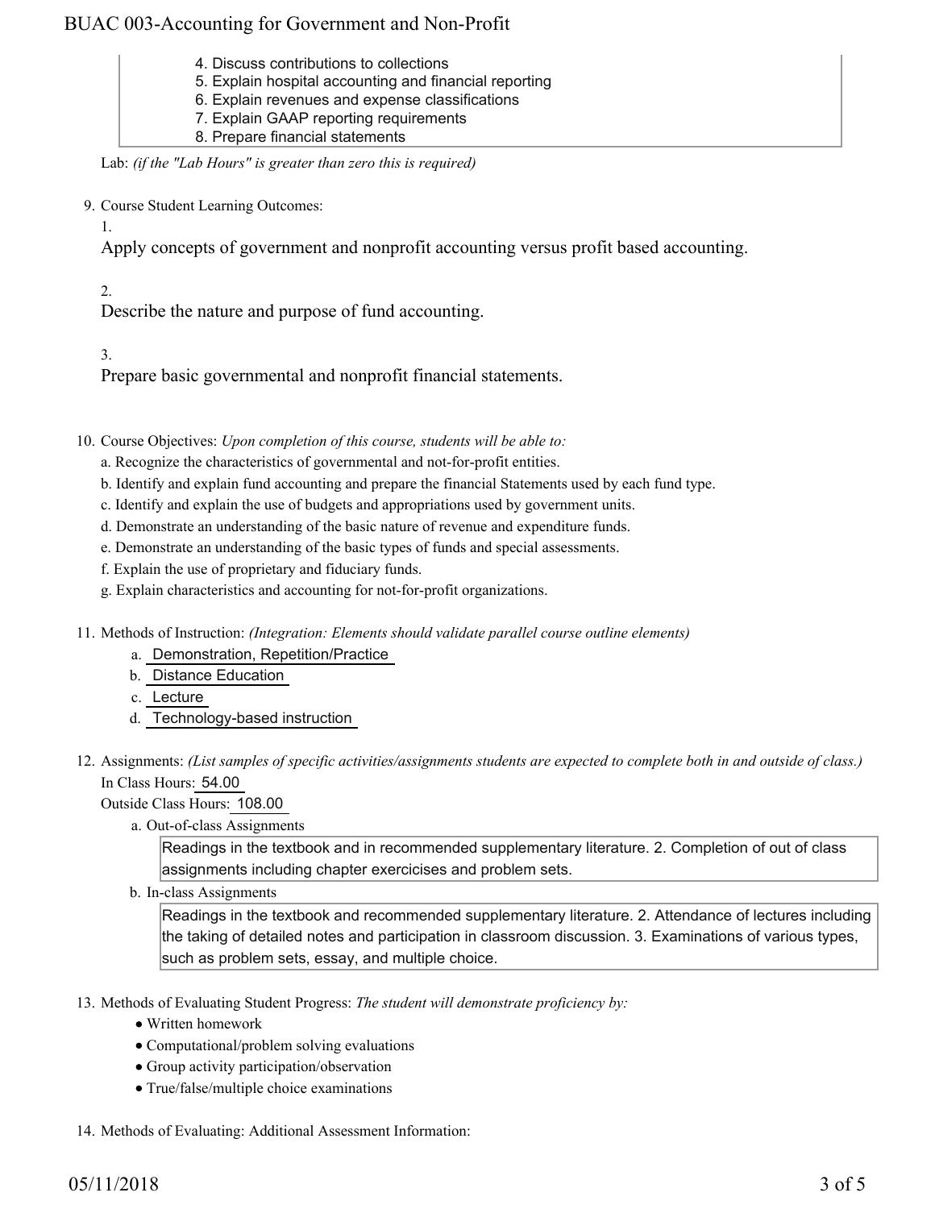4. Discuss contributions to collections
5. Explain hospital accounting and financial reporting
6. Explain revenues and expense classifications
7. Explain GAAP reporting requirements
8. Prepare financial statements

Lab: *(if the "Lab Hours" is greater than zero this is required)*

9. Course Student Learning Outcomes:

   1. Apply concepts of government and nonprofit accounting versus profit based accounting.

   2. Describe the nature and purpose of fund accounting.

   3. Prepare basic governmental and nonprofit financial statements.

10. Course Objectives: *Upon completion of this course, students will be able to:*

    a. Recognize the characteristics of governmental and not-for-profit entities.
    b. Identify and explain fund accounting and prepare the financial Statements used by each fund type.
    c. Identify and explain the use of budgets and appropriations used by government units.
    d. Demonstrate an understanding of the basic nature of revenue and expenditure funds.
    e. Demonstrate an understanding of the basic types of funds and special assessments.
    f. Explain the use of proprietary and fiduciary funds.
    g. Explain characteristics and accounting for not-for-profit organizations.

11. Methods of Instruction: *(Integration: Elements should validate parallel course outline elements)*

    a. Demonstration, Repetition/Practice
    b. Distance Education
    c. Lecture
    d. Technology-based instruction

12. Assignments: *(List samples of specific activities/assignments students are expected to complete both in and outside of class.)*

    In Class Hours: 54.00

    Outside Class Hours: 108.00

    a. Out-of-class Assignments

       Readings in the textbook and in recommended supplementary literature. 2. Completion of out of class assignments including chapter exercicises and problem sets.

    b. In-class Assignments

       Readings in the textbook and recommended supplementary literature. 2. Attendance of lectures including the taking of detailed notes and participation in classroom discussion. 3. Examinations of various types, such as problem sets, essay, and multiple choice.

13. Methods of Evaluating Student Progress: *The student will demonstrate proficiency by:*

    - Written homework
    - Computational/problem solving evaluations
    - Group activity participation/observation
    - True/false/multiple choice examinations

14. Methods of Evaluating: Additional Assessment Information: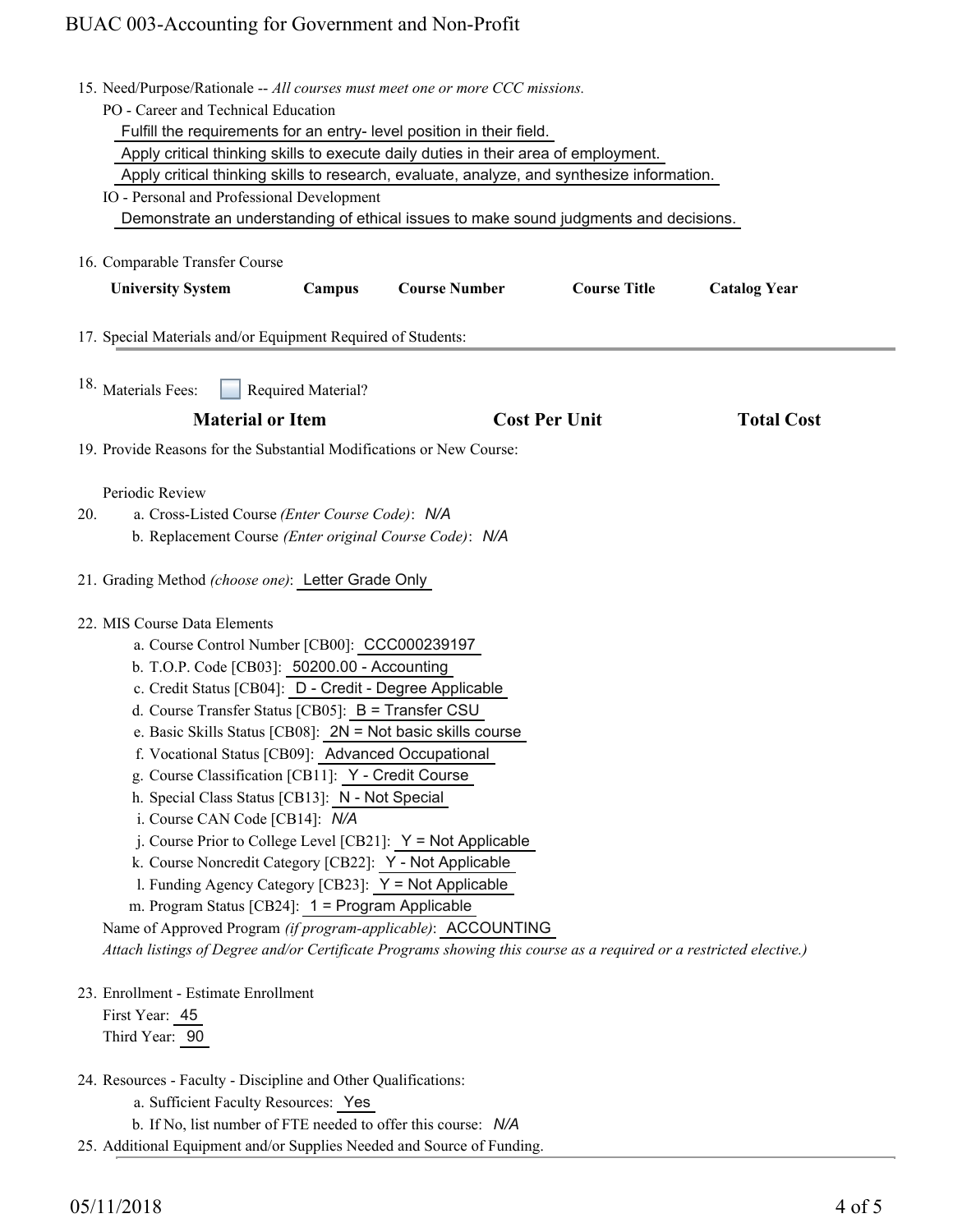15. Need/Purpose/Rationale -- *All courses must meet one or more CCC missions.*
    PO - Career and Technical Education
    Fulfill the requirements for an entry- level position in their field.
    Apply critical thinking skills to execute daily duties in their area of employment.
    Apply critical thinking skills to research, evaluate, analyze, and synthesize information.
    IO - Personal and Professional Development
    Demonstrate an understanding of ethical issues to make sound judgments and decisions.

16. Comparable Transfer Course

| University System | Campus | Course Number | Course Title | Catalog Year |
|---|---|---|---|---|

17. Special Materials and/or Equipment Required of Students:

18. Materials Fees: ☐ Required Material?

| Material or Item | Cost Per Unit | Total Cost |
|---|---|---|

19. Provide Reasons for the Substantial Modifications or New Course:

    Periodic Review

20. a. Cross-Listed Course *(Enter Course Code)*: *N/A*
    b. Replacement Course *(Enter original Course Code)*: *N/A*

21. Grading Method *(choose one)*: Letter Grade Only

22. MIS Course Data Elements
    a. Course Control Number [CB00]: CCC000239197
    b. T.O.P. Code [CB03]: 50200.00 - Accounting
    c. Credit Status [CB04]: D - Credit - Degree Applicable
    d. Course Transfer Status [CB05]: B = Transfer CSU
    e. Basic Skills Status [CB08]: 2N = Not basic skills course
    f. Vocational Status [CB09]: Advanced Occupational
    g. Course Classification [CB11]: Y - Credit Course
    h. Special Class Status [CB13]: N - Not Special
    i. Course CAN Code [CB14]: *N/A*
    j. Course Prior to College Level [CB21]: Y = Not Applicable
    k. Course Noncredit Category [CB22]: Y - Not Applicable
    l. Funding Agency Category [CB23]: Y = Not Applicable
    m. Program Status [CB24]: 1 = Program Applicable

    Name of Approved Program *(if program-applicable)*: ACCOUNTING
    *Attach listings of Degree and/or Certificate Programs showing this course as a required or a restricted elective.)*

23. Enrollment - Estimate Enrollment
    First Year: 45
    Third Year: 90

24. Resources - Faculty - Discipline and Other Qualifications:
    a. Sufficient Faculty Resources: Yes
    b. If No, list number of FTE needed to offer this course: *N/A*

25. Additional Equipment and/or Supplies Needed and Source of Funding.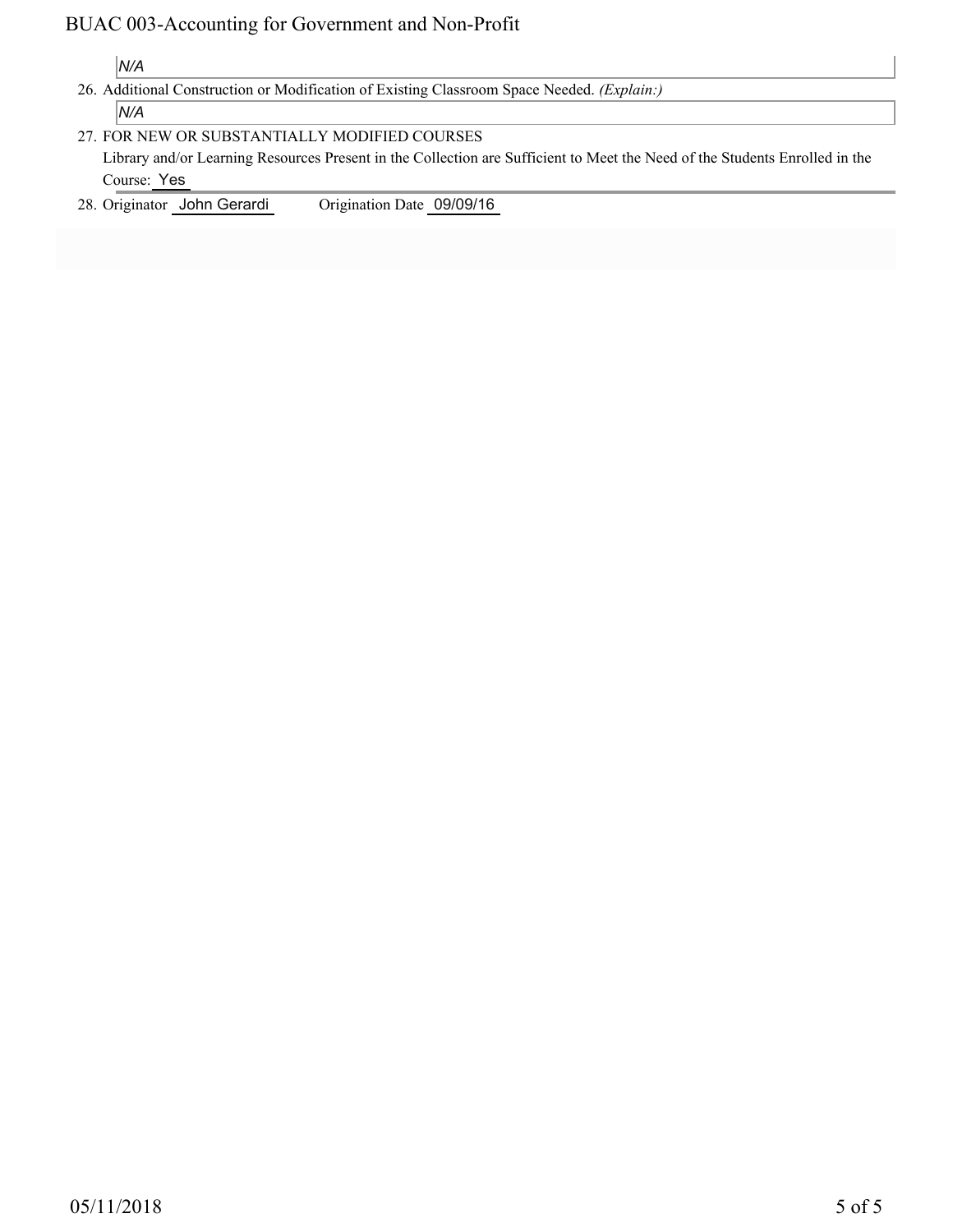*N/A*

26. Additional Construction or Modification of Existing Classroom Space Needed. *(Explain:)*

    *N/A*

27. FOR NEW OR SUBSTANTIALLY MODIFIED COURSES

    Library and/or Learning Resources Present in the Collection are Sufficient to Meet the Need of the Students Enrolled in the Course: Yes

28. Originator John Gerardi Origination Date 09/09/16